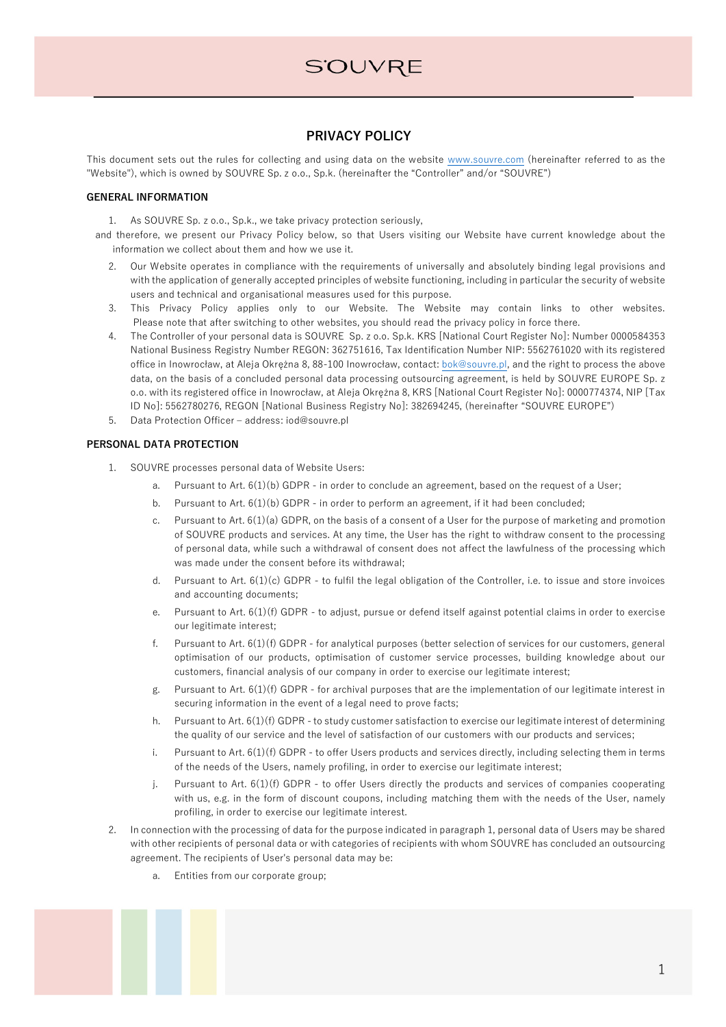SOUVRE

# PRIVACY POLICY

This document sets out the rules for collecting and using data on the website www.souvre.com (hereinafter referred to as the "Website"), which is owned by SOUVRE Sp. z o.o., Sp.k. (hereinafter the "Controller" and/or "SOUVRE")

## GENERAL INFORMATION

1. As SOUVRE Sp. z o.o., Sp.k., we take privacy protection seriously, and therefore, we present our Privacy Policy below, so that Users visiting our Website have current knowledge about the information we collect about them and how we use it.
2. Our Website operates in compliance with the requirements of universally and absolutely binding legal provisions and with the application of generally accepted principles of website functioning, including in particular the security of website users and technical and organisational measures used for this purpose.
3. This Privacy Policy applies only to our Website. The Website may contain links to other websites. Please note that after switching to other websites, you should read the privacy policy in force there.
4. The Controller of your personal data is SOUVRE Sp. z o.o. Sp.k. KRS [National Court Register No]: Number 0000584353 National Business Registry Number REGON: 362751616, Tax Identification Number NIP: 5562761020 with its registered office in Inowrocław, at Aleja Okrężna 8, 88-100 Inowrocław, contact: bok@souvre.pl, and the right to process the above data, on the basis of a concluded personal data processing outsourcing agreement, is held by SOUVRE EUROPE Sp. z o.o. with its registered office in Inowrocław, at Aleja Okrężna 8, KRS [National Court Register No]: 0000774374, NIP [Tax ID No]: 5562780276, REGON [National Business Registry No]: 382694245, (hereinafter "SOUVRE EUROPE")
5. Data Protection Officer – address: iod@souvre.pl

## PERSONAL DATA PROTECTION

1. SOUVRE processes personal data of Website Users:
   a. Pursuant to Art. 6(1)(b) GDPR - in order to conclude an agreement, based on the request of a User;
   b. Pursuant to Art. 6(1)(b) GDPR - in order to perform an agreement, if it had been concluded;
   c. Pursuant to Art. 6(1)(a) GDPR, on the basis of a consent of a User for the purpose of marketing and promotion of SOUVRE products and services. At any time, the User has the right to withdraw consent to the processing of personal data, while such a withdrawal of consent does not affect the lawfulness of the processing which was made under the consent before its withdrawal;
   d. Pursuant to Art. 6(1)(c) GDPR - to fulfil the legal obligation of the Controller, i.e. to issue and store invoices and accounting documents;
   e. Pursuant to Art. 6(1)(f) GDPR - to adjust, pursue or defend itself against potential claims in order to exercise our legitimate interest;
   f. Pursuant to Art. 6(1)(f) GDPR - for analytical purposes (better selection of services for our customers, general optimisation of our products, optimisation of customer service processes, building knowledge about our customers, financial analysis of our company in order to exercise our legitimate interest;
   g. Pursuant to Art. 6(1)(f) GDPR - for archival purposes that are the implementation of our legitimate interest in securing information in the event of a legal need to prove facts;
   h. Pursuant to Art. 6(1)(f) GDPR - to study customer satisfaction to exercise our legitimate interest of determining the quality of our service and the level of satisfaction of our customers with our products and services;
   i. Pursuant to Art. 6(1)(f) GDPR - to offer Users products and services directly, including selecting them in terms of the needs of the Users, namely profiling, in order to exercise our legitimate interest;
   j. Pursuant to Art. 6(1)(f) GDPR - to offer Users directly the products and services of companies cooperating with us, e.g. in the form of discount coupons, including matching them with the needs of the User, namely profiling, in order to exercise our legitimate interest.
2. In connection with the processing of data for the purpose indicated in paragraph 1, personal data of Users may be shared with other recipients of personal data or with categories of recipients with whom SOUVRE has concluded an outsourcing agreement. The recipients of User's personal data may be:
   a. Entities from our corporate group;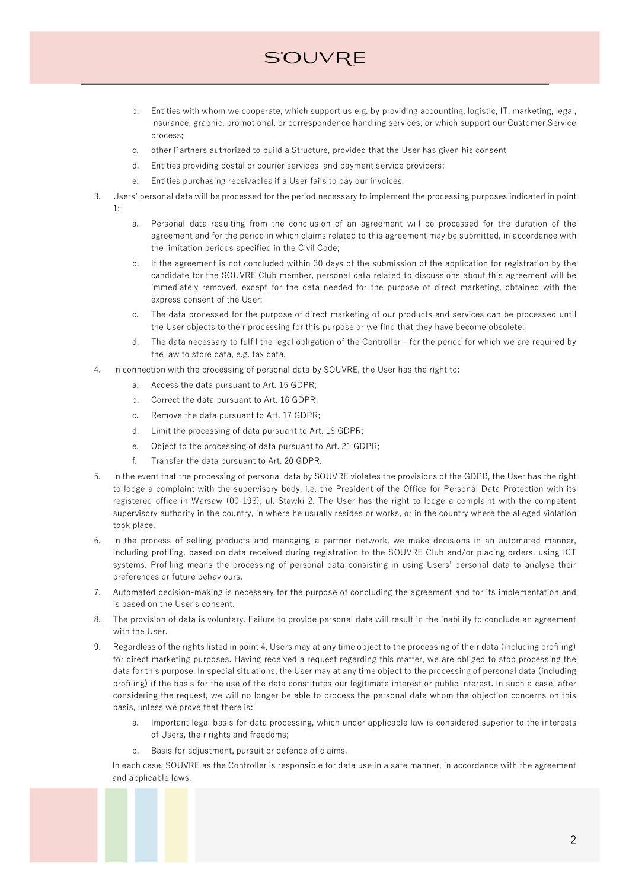b. Entities with whom we cooperate, which support us e.g. by providing accounting, logistic, IT, marketing, legal, insurance, graphic, promotional, or correspondence handling services, or which support our Customer Service process;
   c. other Partners authorized to build a Structure, provided that the User has given his consent
   d. Entities providing postal or courier services and payment service providers;
   e. Entities purchasing receivables if a User fails to pay our invoices.

3. Users' personal data will be processed for the period necessary to implement the processing purposes indicated in point 1:
   a. Personal data resulting from the conclusion of an agreement will be processed for the duration of the agreement and for the period in which claims related to this agreement may be submitted, in accordance with the limitation periods specified in the Civil Code;
   b. If the agreement is not concluded within 30 days of the submission of the application for registration by the candidate for the SOUVRE Club member, personal data related to discussions about this agreement will be immediately removed, except for the data needed for the purpose of direct marketing, obtained with the express consent of the User;
   c. The data processed for the purpose of direct marketing of our products and services can be processed until the User objects to their processing for this purpose or we find that they have become obsolete;
   d. The data necessary to fulfil the legal obligation of the Controller - for the period for which we are required by the law to store data, e.g. tax data.
4. In connection with the processing of personal data by SOUVRE, the User has the right to:
   a. Access the data pursuant to Art. 15 GDPR;
   b. Correct the data pursuant to Art. 16 GDPR;
   c. Remove the data pursuant to Art. 17 GDPR;
   d. Limit the processing of data pursuant to Art. 18 GDPR;
   e. Object to the processing of data pursuant to Art. 21 GDPR;
   f. Transfer the data pursuant to Art. 20 GDPR.
5. In the event that the processing of personal data by SOUVRE violates the provisions of the GDPR, the User has the right to lodge a complaint with the supervisory body, i.e. the President of the Office for Personal Data Protection with its registered office in Warsaw (00-193), ul. Stawki 2. The User has the right to lodge a complaint with the competent supervisory authority in the country, in where he usually resides or works, or in the country where the alleged violation took place.
6. In the process of selling products and managing a partner network, we make decisions in an automated manner, including profiling, based on data received during registration to the SOUVRE Club and/or placing orders, using ICT systems. Profiling means the processing of personal data consisting in using Users' personal data to analyse their preferences or future behaviours.
7. Automated decision-making is necessary for the purpose of concluding the agreement and for its implementation and is based on the User's consent.
8. The provision of data is voluntary. Failure to provide personal data will result in the inability to conclude an agreement with the User.
9. Regardless of the rights listed in point 4, Users may at any time object to the processing of their data (including profiling) for direct marketing purposes. Having received a request regarding this matter, we are obliged to stop processing the data for this purpose. In special situations, the User may at any time object to the processing of personal data (including profiling) if the basis for the use of the data constitutes our legitimate interest or public interest. In such a case, after considering the request, we will no longer be able to process the personal data whom the objection concerns on this basis, unless we prove that there is:
   a. Important legal basis for data processing, which under applicable law is considered superior to the interests of Users, their rights and freedoms;
   b. Basis for adjustment, pursuit or defence of claims.

   In each case, SOUVRE as the Controller is responsible for data use in a safe manner, in accordance with the agreement and applicable laws.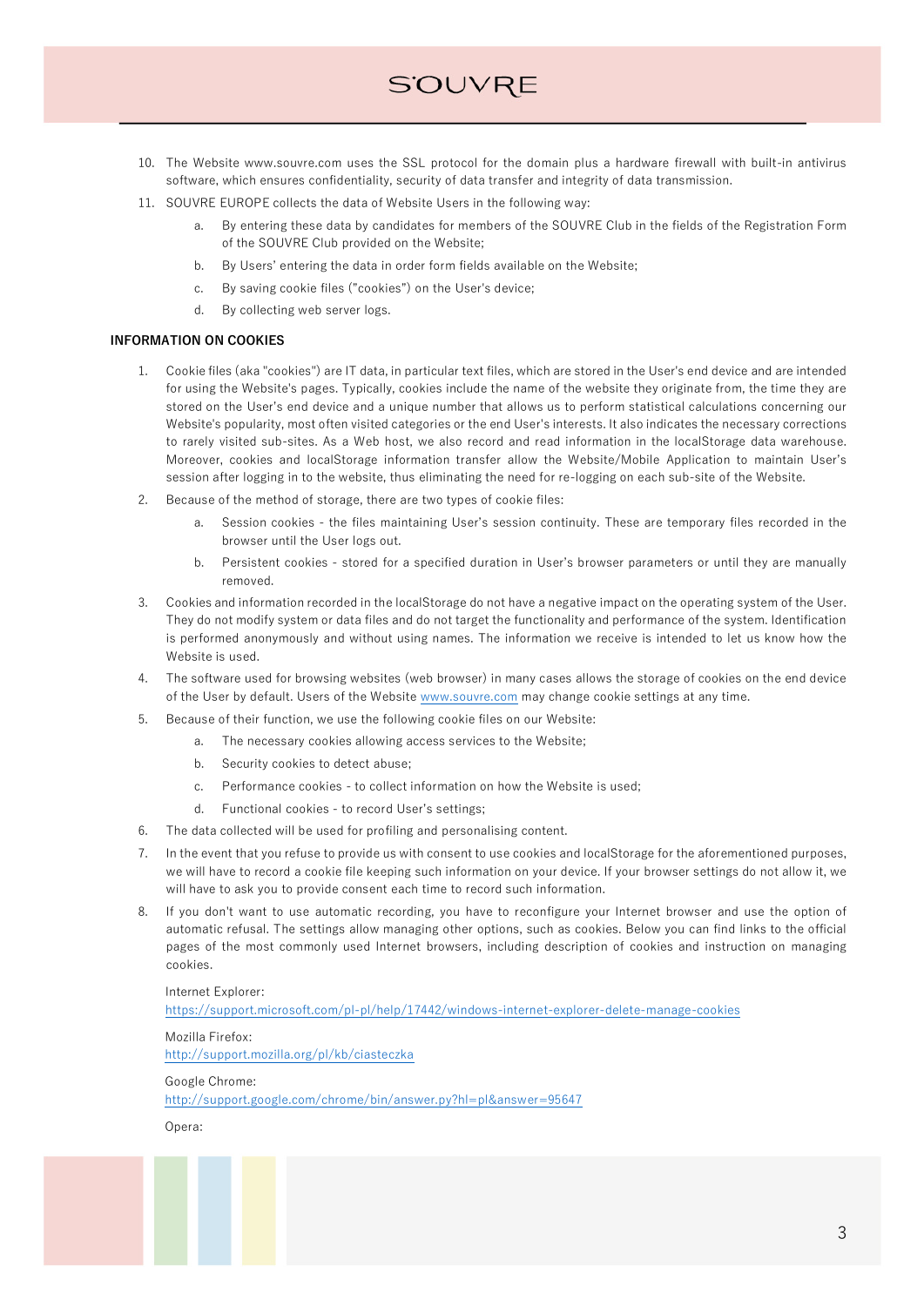10. The Website www.souvre.com uses the SSL protocol for the domain plus a hardware firewall with built-in antivirus software, which ensures confidentiality, security of data transfer and integrity of data transmission.
11. SOUVRE EUROPE collects the data of Website Users in the following way:
    a. By entering these data by candidates for members of the SOUVRE Club in the fields of the Registration Form of the SOUVRE Club provided on the Website;
    b. By Users' entering the data in order form fields available on the Website;
    c. By saving cookie files ("cookies") on the User's device;
    d. By collecting web server logs.

**INFORMATION ON COOKIES**

1. Cookie files (aka "cookies") are IT data, in particular text files, which are stored in the User's end device and are intended for using the Website's pages. Typically, cookies include the name of the website they originate from, the time they are stored on the User's end device and a unique number that allows us to perform statistical calculations concerning our Website's popularity, most often visited categories or the end User's interests. It also indicates the necessary corrections to rarely visited sub-sites. As a Web host, we also record and read information in the localStorage data warehouse. Moreover, cookies and localStorage information transfer allow the Website/Mobile Application to maintain User's session after logging in to the website, thus eliminating the need for re-logging on each sub-site of the Website.
2. Because of the method of storage, there are two types of cookie files:
    a. Session cookies - the files maintaining User's session continuity. These are temporary files recorded in the browser until the User logs out.
    b. Persistent cookies - stored for a specified duration in User's browser parameters or until they are manually removed.
3. Cookies and information recorded in the localStorage do not have a negative impact on the operating system of the User. They do not modify system or data files and do not target the functionality and performance of the system. Identification is performed anonymously and without using names. The information we receive is intended to let us know how the Website is used.
4. The software used for browsing websites (web browser) in many cases allows the storage of cookies on the end device of the User by default. Users of the Website www.souvre.com may change cookie settings at any time.
5. Because of their function, we use the following cookie files on our Website:
    a. The necessary cookies allowing access services to the Website;
    b. Security cookies to detect abuse;
    c. Performance cookies - to collect information on how the Website is used;
    d. Functional cookies - to record User's settings;
6. The data collected will be used for profiling and personalising content.
7. In the event that you refuse to provide us with consent to use cookies and localStorage for the aforementioned purposes, we will have to record a cookie file keeping such information on your device. If your browser settings do not allow it, we will have to ask you to provide consent each time to record such information.
8. If you don't want to use automatic recording, you have to reconfigure your Internet browser and use the option of automatic refusal. The settings allow managing other options, such as cookies. Below you can find links to the official pages of the most commonly used Internet browsers, including description of cookies and instruction on managing cookies.

   Internet Explorer:
   https://support.microsoft.com/pl-pl/help/17442/windows-internet-explorer-delete-manage-cookies

   Mozilla Firefox:
   http://support.mozilla.org/pl/kb/ciasteczka

   Google Chrome:
   http://support.google.com/chrome/bin/answer.py?hl=pl&answer=95647

   Opera: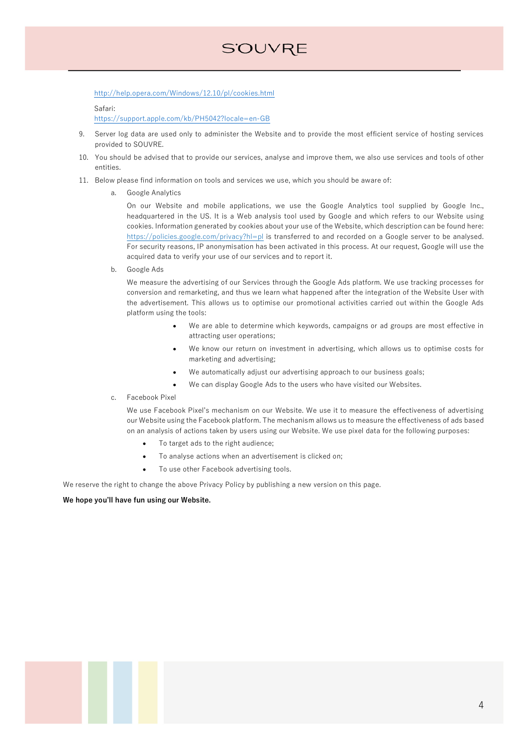http://help.opera.com/Windows/12.10/pl/cookies.html

Safari:
https://support.apple.com/kb/PH5042?locale=en-GB

9. Server log data are used only to administer the Website and to provide the most efficient service of hosting services provided to SOUVRE.
10. You should be advised that to provide our services, analyse and improve them, we also use services and tools of other entities.
11. Below please find information on tools and services we use, which you should be aware of:
    a. Google Analytics

       On our Website and mobile applications, we use the Google Analytics tool supplied by Google Inc., headquartered in the US. It is a Web analysis tool used by Google and which refers to our Website using cookies. Information generated by cookies about your use of the Website, which description can be found here: https://policies.google.com/privacy?hl=pl is transferred to and recorded on a Google server to be analysed. For security reasons, IP anonymisation has been activated in this process. At our request, Google will use the acquired data to verify your use of our services and to report it.

    b. Google Ads

       We measure the advertising of our Services through the Google Ads platform. We use tracking processes for conversion and remarketing, and thus we learn what happened after the integration of the Website User with the advertisement. This allows us to optimise our promotional activities carried out within the Google Ads platform using the tools:

       - We are able to determine which keywords, campaigns or ad groups are most effective in attracting user operations;
       - We know our return on investment in advertising, which allows us to optimise costs for marketing and advertising;
       - We automatically adjust our advertising approach to our business goals;
       - We can display Google Ads to the users who have visited our Websites.

    c. Facebook Pixel

       We use Facebook Pixel's mechanism on our Website. We use it to measure the effectiveness of advertising our Website using the Facebook platform. The mechanism allows us to measure the effectiveness of ads based on an analysis of actions taken by users using our Website. We use pixel data for the following purposes:

       - To target ads to the right audience;
       - To analyse actions when an advertisement is clicked on;
       - To use other Facebook advertising tools.

We reserve the right to change the above Privacy Policy by publishing a new version on this page.

**We hope you'll have fun using our Website.**